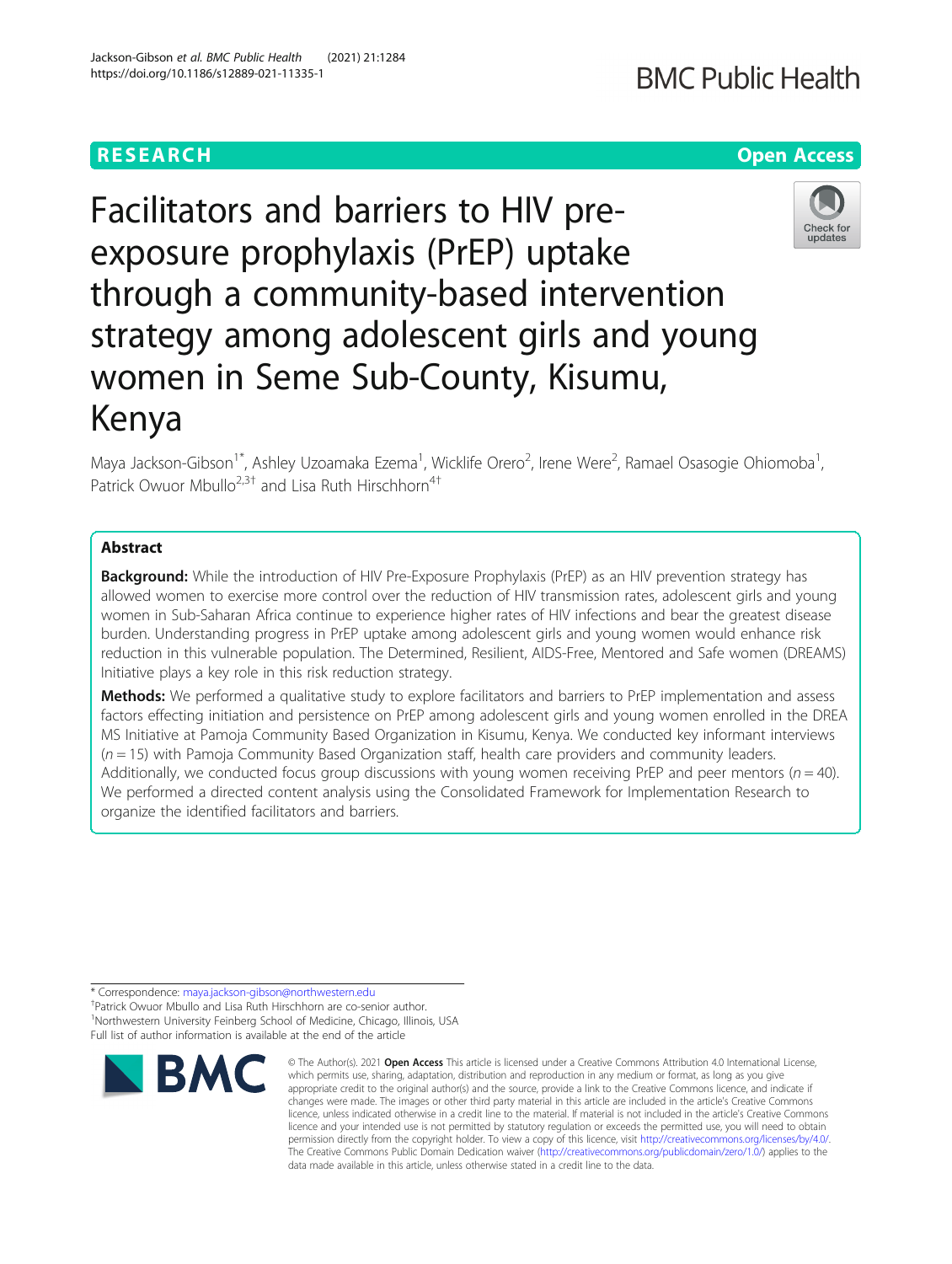RESEARCH

Open Access

# Facilitators and barriers to HIV pre-exposure prophylaxis (PrEP) uptake through a community-based intervention strategy among adolescent girls and young women in Seme Sub-County, Kisumu, Kenya

Maya Jackson-Gibson[1*], Ashley Uzoamaka Ezema[1], Wicklife Orero[2], Irene Were[2], Ramael Osasogie Ohiomoba[1], Patrick Owuor Mbullo[2,3†] and Lisa Ruth Hirschhorn[4†]

## Abstract

**Background:** While the introduction of HIV Pre-Exposure Prophylaxis (PrEP) as an HIV prevention strategy has allowed women to exercise more control over the reduction of HIV transmission rates, adolescent girls and young women in Sub-Saharan Africa continue to experience higher rates of HIV infections and bear the greatest disease burden. Understanding progress in PrEP uptake among adolescent girls and young women would enhance risk reduction in this vulnerable population. The Determined, Resilient, AIDS-Free, Mentored and Safe women (DREAMS) Initiative plays a key role in this risk reduction strategy.

**Methods:** We performed a qualitative study to explore facilitators and barriers to PrEP implementation and assess factors effecting initiation and persistence on PrEP among adolescent girls and young women enrolled in the DREAMS Initiative at Pamoja Community Based Organization in Kisumu, Kenya. We conducted key informant interviews ($n = 15$) with Pamoja Community Based Organization staff, health care providers and community leaders. Additionally, we conducted focus group discussions with young women receiving PrEP and peer mentors ($n = 40$). We performed a directed content analysis using the Consolidated Framework for Implementation Research to organize the identified facilitators and barriers.

* Correspondence: maya.jackson-gibson@northwestern.edu
†Patrick Owuor Mbullo and Lisa Ruth Hirschhorn are co-senior author.
[1]Northwestern University Feinberg School of Medicine, Chicago, Illinois, USA
Full list of author information is available at the end of the article

© The Author(s). 2021 **Open Access** This article is licensed under a Creative Commons Attribution 4.0 International License, which permits use, sharing, adaptation, distribution and reproduction in any medium or format, as long as you give appropriate credit to the original author(s) and the source, provide a link to the Creative Commons licence, and indicate if changes were made. The images or other third party material in this article are included in the article's Creative Commons licence, unless indicated otherwise in a credit line to the material. If material is not included in the article's Creative Commons licence and your intended use is not permitted by statutory regulation or exceeds the permitted use, you will need to obtain permission directly from the copyright holder. To view a copy of this licence, visit http://creativecommons.org/licenses/by/4.0/. The Creative Commons Public Domain Dedication waiver (http://creativecommons.org/publicdomain/zero/1.0/) applies to the data made available in this article, unless otherwise stated in a credit line to the data.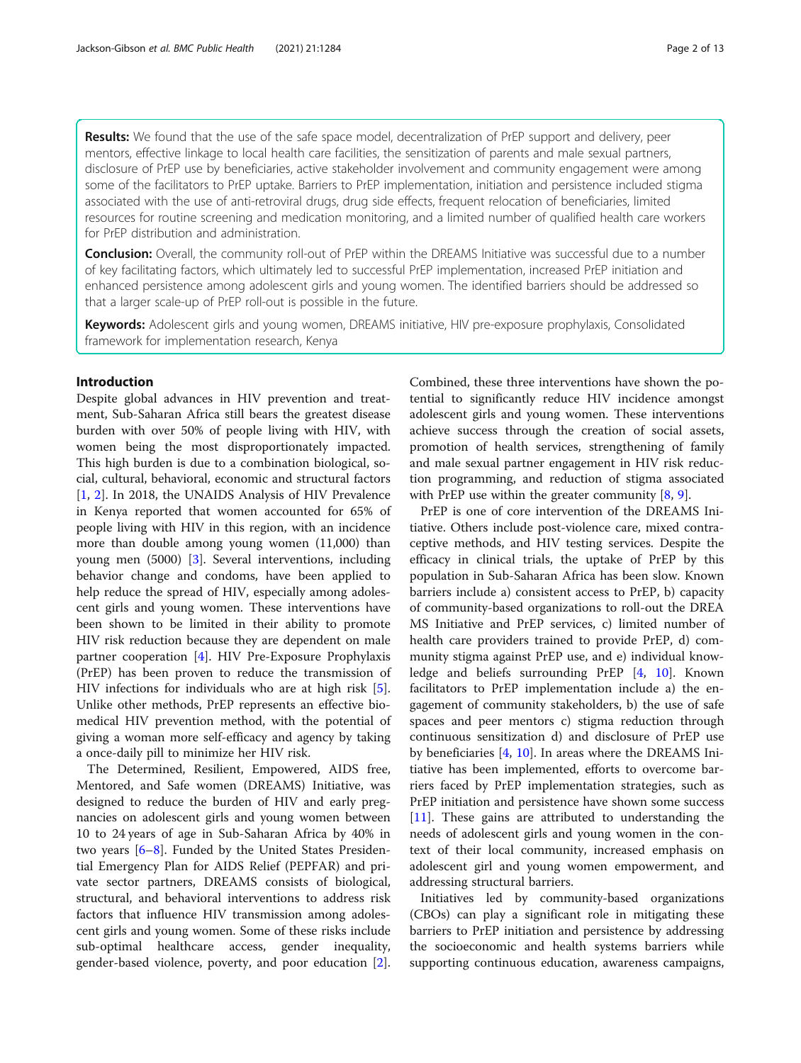**Results:** We found that the use of the safe space model, decentralization of PrEP support and delivery, peer mentors, effective linkage to local health care facilities, the sensitization of parents and male sexual partners, disclosure of PrEP use by beneficiaries, active stakeholder involvement and community engagement were among some of the facilitators to PrEP uptake. Barriers to PrEP implementation, initiation and persistence included stigma associated with the use of anti-retroviral drugs, drug side effects, frequent relocation of beneficiaries, limited resources for routine screening and medication monitoring, and a limited number of qualified health care workers for PrEP distribution and administration.

**Conclusion:** Overall, the community roll-out of PrEP within the DREAMS Initiative was successful due to a number of key facilitating factors, which ultimately led to successful PrEP implementation, increased PrEP initiation and enhanced persistence among adolescent girls and young women. The identified barriers should be addressed so that a larger scale-up of PrEP roll-out is possible in the future.

**Keywords:** Adolescent girls and young women, DREAMS initiative, HIV pre-exposure prophylaxis, Consolidated framework for implementation research, Kenya

## Introduction

Despite global advances in HIV prevention and treatment, Sub-Saharan Africa still bears the greatest disease burden with over 50% of people living with HIV, with women being the most disproportionately impacted. This high burden is due to a combination biological, social, cultural, behavioral, economic and structural factors [1, 2]. In 2018, the UNAIDS Analysis of HIV Prevalence in Kenya reported that women accounted for 65% of people living with HIV in this region, with an incidence more than double among young women (11,000) than young men (5000) [3]. Several interventions, including behavior change and condoms, have been applied to help reduce the spread of HIV, especially among adolescent girls and young women. These interventions have been shown to be limited in their ability to promote HIV risk reduction because they are dependent on male partner cooperation [4]. HIV Pre-Exposure Prophylaxis (PrEP) has been proven to reduce the transmission of HIV infections for individuals who are at high risk [5]. Unlike other methods, PrEP represents an effective biomedical HIV prevention method, with the potential of giving a woman more self-efficacy and agency by taking a once-daily pill to minimize her HIV risk.

The Determined, Resilient, Empowered, AIDS free, Mentored, and Safe women (DREAMS) Initiative, was designed to reduce the burden of HIV and early pregnancies on adolescent girls and young women between 10 to 24 years of age in Sub-Saharan Africa by 40% in two years [6–8]. Funded by the United States Presidential Emergency Plan for AIDS Relief (PEPFAR) and private sector partners, DREAMS consists of biological, structural, and behavioral interventions to address risk factors that influence HIV transmission among adolescent girls and young women. Some of these risks include sub-optimal healthcare access, gender inequality, gender-based violence, poverty, and poor education [2]. Combined, these three interventions have shown the potential to significantly reduce HIV incidence amongst adolescent girls and young women. These interventions achieve success through the creation of social assets, promotion of health services, strengthening of family and male sexual partner engagement in HIV risk reduction programming, and reduction of stigma associated with PrEP use within the greater community [8, 9].

PrEP is one of core intervention of the DREAMS Initiative. Others include post-violence care, mixed contraceptive methods, and HIV testing services. Despite the efficacy in clinical trials, the uptake of PrEP by this population in Sub-Saharan Africa has been slow. Known barriers include a) consistent access to PrEP, b) capacity of community-based organizations to roll-out the DREAMS Initiative and PrEP services, c) limited number of health care providers trained to provide PrEP, d) community stigma against PrEP use, and e) individual knowledge and beliefs surrounding PrEP [4, 10]. Known facilitators to PrEP implementation include a) the engagement of community stakeholders, b) the use of safe spaces and peer mentors c) stigma reduction through continuous sensitization d) and disclosure of PrEP use by beneficiaries [4, 10]. In areas where the DREAMS Initiative has been implemented, efforts to overcome barriers faced by PrEP implementation strategies, such as PrEP initiation and persistence have shown some success [11]. These gains are attributed to understanding the needs of adolescent girls and young women in the context of their local community, increased emphasis on adolescent girl and young women empowerment, and addressing structural barriers.

Initiatives led by community-based organizations (CBOs) can play a significant role in mitigating these barriers to PrEP initiation and persistence by addressing the socioeconomic and health systems barriers while supporting continuous education, awareness campaigns,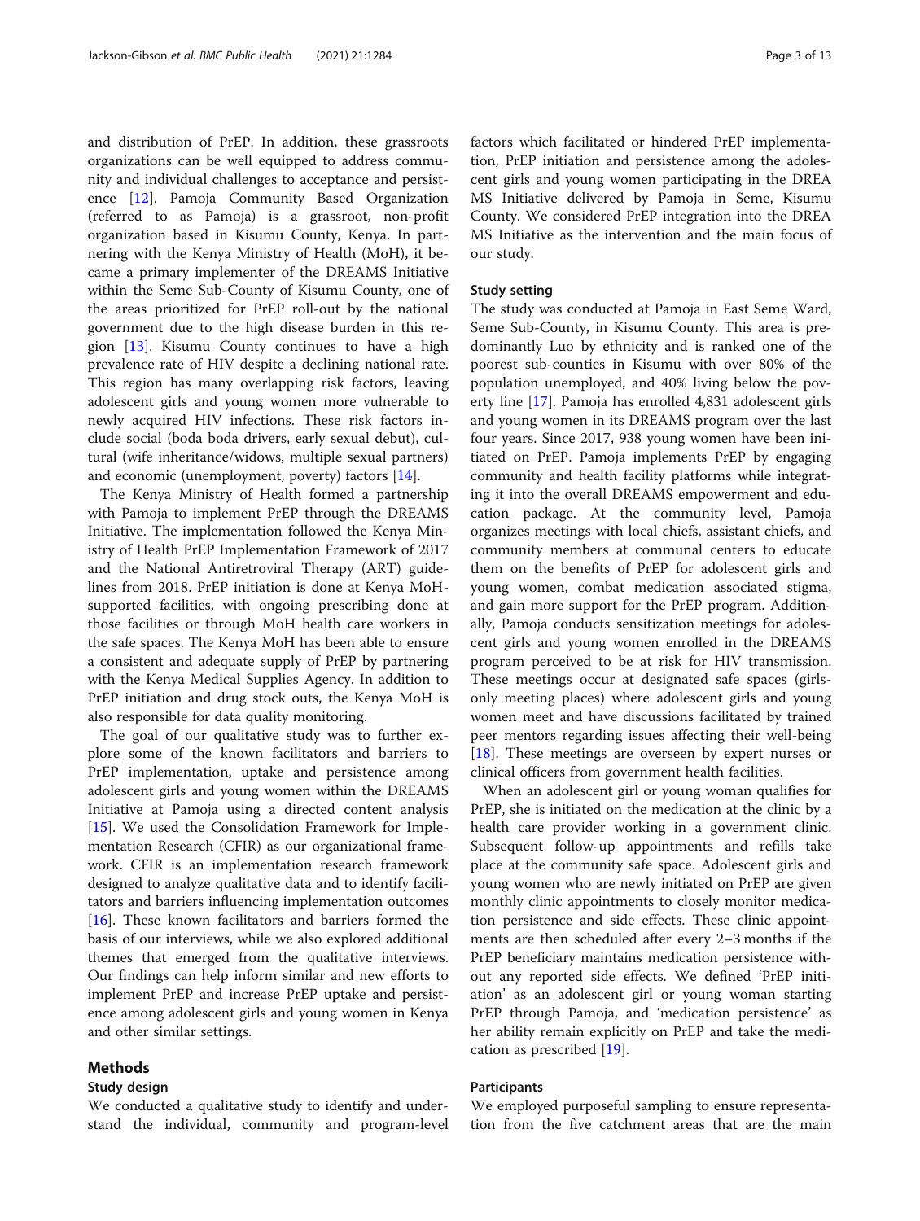and distribution of PrEP. In addition, these grassroots organizations can be well equipped to address community and individual challenges to acceptance and persistence [12]. Pamoja Community Based Organization (referred to as Pamoja) is a grassroot, non-profit organization based in Kisumu County, Kenya. In partnering with the Kenya Ministry of Health (MoH), it became a primary implementer of the DREAMS Initiative within the Seme Sub-County of Kisumu County, one of the areas prioritized for PrEP roll-out by the national government due to the high disease burden in this region [13]. Kisumu County continues to have a high prevalence rate of HIV despite a declining national rate. This region has many overlapping risk factors, leaving adolescent girls and young women more vulnerable to newly acquired HIV infections. These risk factors include social (boda boda drivers, early sexual debut), cultural (wife inheritance/widows, multiple sexual partners) and economic (unemployment, poverty) factors [14].

The Kenya Ministry of Health formed a partnership with Pamoja to implement PrEP through the DREAMS Initiative. The implementation followed the Kenya Ministry of Health PrEP Implementation Framework of 2017 and the National Antiretroviral Therapy (ART) guidelines from 2018. PrEP initiation is done at Kenya MoH-supported facilities, with ongoing prescribing done at those facilities or through MoH health care workers in the safe spaces. The Kenya MoH has been able to ensure a consistent and adequate supply of PrEP by partnering with the Kenya Medical Supplies Agency. In addition to PrEP initiation and drug stock outs, the Kenya MoH is also responsible for data quality monitoring.

The goal of our qualitative study was to further explore some of the known facilitators and barriers to PrEP implementation, uptake and persistence among adolescent girls and young women within the DREAMS Initiative at Pamoja using a directed content analysis [15]. We used the Consolidation Framework for Implementation Research (CFIR) as our organizational framework. CFIR is an implementation research framework designed to analyze qualitative data and to identify facilitators and barriers influencing implementation outcomes [16]. These known facilitators and barriers formed the basis of our interviews, while we also explored additional themes that emerged from the qualitative interviews. Our findings can help inform similar and new efforts to implement PrEP and increase PrEP uptake and persistence among adolescent girls and young women in Kenya and other similar settings.

## Methods

### Study design

We conducted a qualitative study to identify and understand the individual, community and program-level factors which facilitated or hindered PrEP implementation, PrEP initiation and persistence among the adolescent girls and young women participating in the DREAMS Initiative delivered by Pamoja in Seme, Kisumu County. We considered PrEP integration into the DREAMS Initiative as the intervention and the main focus of our study.

### Study setting

The study was conducted at Pamoja in East Seme Ward, Seme Sub-County, in Kisumu County. This area is predominantly Luo by ethnicity and is ranked one of the poorest sub-counties in Kisumu with over 80% of the population unemployed, and 40% living below the poverty line [17]. Pamoja has enrolled 4,831 adolescent girls and young women in its DREAMS program over the last four years. Since 2017, 938 young women have been initiated on PrEP. Pamoja implements PrEP by engaging community and health facility platforms while integrating it into the overall DREAMS empowerment and education package. At the community level, Pamoja organizes meetings with local chiefs, assistant chiefs, and community members at communal centers to educate them on the benefits of PrEP for adolescent girls and young women, combat medication associated stigma, and gain more support for the PrEP program. Additionally, Pamoja conducts sensitization meetings for adolescent girls and young women enrolled in the DREAMS program perceived to be at risk for HIV transmission. These meetings occur at designated safe spaces (girls-only meeting places) where adolescent girls and young women meet and have discussions facilitated by trained peer mentors regarding issues affecting their well-being [18]. These meetings are overseen by expert nurses or clinical officers from government health facilities.

When an adolescent girl or young woman qualifies for PrEP, she is initiated on the medication at the clinic by a health care provider working in a government clinic. Subsequent follow-up appointments and refills take place at the community safe space. Adolescent girls and young women who are newly initiated on PrEP are given monthly clinic appointments to closely monitor medication persistence and side effects. These clinic appointments are then scheduled after every 2–3 months if the PrEP beneficiary maintains medication persistence without any reported side effects. We defined 'PrEP initiation' as an adolescent girl or young woman starting PrEP through Pamoja, and 'medication persistence' as her ability remain explicitly on PrEP and take the medication as prescribed [19].

### Participants

We employed purposeful sampling to ensure representation from the five catchment areas that are the main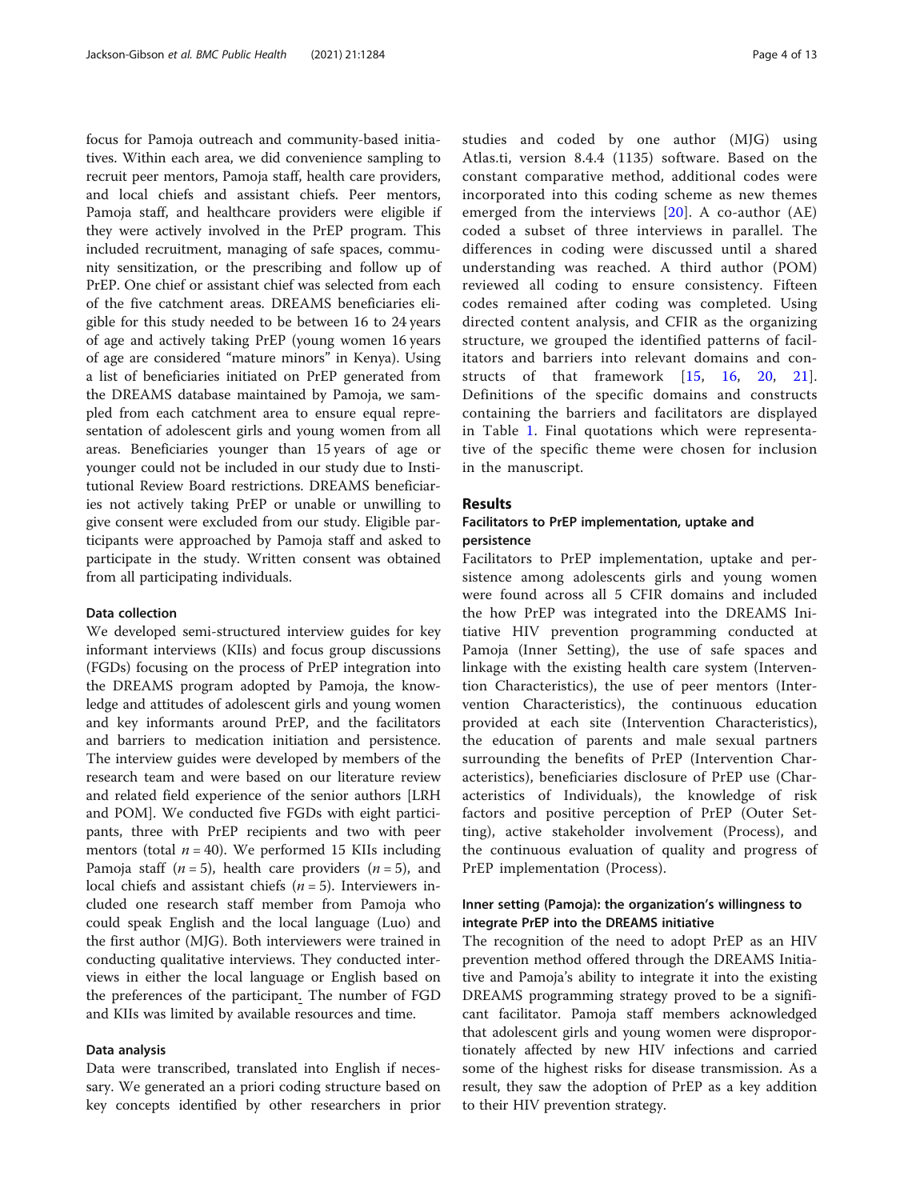focus for Pamoja outreach and community-based initiatives. Within each area, we did convenience sampling to recruit peer mentors, Pamoja staff, health care providers, and local chiefs and assistant chiefs. Peer mentors, Pamoja staff, and healthcare providers were eligible if they were actively involved in the PrEP program. This included recruitment, managing of safe spaces, community sensitization, or the prescribing and follow up of PrEP. One chief or assistant chief was selected from each of the five catchment areas. DREAMS beneficiaries eligible for this study needed to be between 16 to 24 years of age and actively taking PrEP (young women 16 years of age are considered "mature minors" in Kenya). Using a list of beneficiaries initiated on PrEP generated from the DREAMS database maintained by Pamoja, we sampled from each catchment area to ensure equal representation of adolescent girls and young women from all areas. Beneficiaries younger than 15 years of age or younger could not be included in our study due to Institutional Review Board restrictions. DREAMS beneficiaries not actively taking PrEP or unable or unwilling to give consent were excluded from our study. Eligible participants were approached by Pamoja staff and asked to participate in the study. Written consent was obtained from all participating individuals.

### Data collection

We developed semi-structured interview guides for key informant interviews (KIIs) and focus group discussions (FGDs) focusing on the process of PrEP integration into the DREAMS program adopted by Pamoja, the knowledge and attitudes of adolescent girls and young women and key informants around PrEP, and the facilitators and barriers to medication initiation and persistence. The interview guides were developed by members of the research team and were based on our literature review and related field experience of the senior authors [LRH and POM]. We conducted five FGDs with eight participants, three with PrEP recipients and two with peer mentors (total $n = 40$). We performed 15 KIIs including Pamoja staff ($n = 5$), health care providers ($n = 5$), and local chiefs and assistant chiefs ($n = 5$). Interviewers included one research staff member from Pamoja who could speak English and the local language (Luo) and the first author (MJG). Both interviewers were trained in conducting qualitative interviews. They conducted interviews in either the local language or English based on the preferences of the participant. The number of FGD and KIIs was limited by available resources and time.

### Data analysis

Data were transcribed, translated into English if necessary. We generated an a priori coding structure based on key concepts identified by other researchers in prior studies and coded by one author (MJG) using Atlas.ti, version 8.4.4 (1135) software. Based on the constant comparative method, additional codes were incorporated into this coding scheme as new themes emerged from the interviews [20]. A co-author (AE) coded a subset of three interviews in parallel. The differences in coding were discussed until a shared understanding was reached. A third author (POM) reviewed all coding to ensure consistency. Fifteen codes remained after coding was completed. Using directed content analysis, and CFIR as the organizing structure, we grouped the identified patterns of facilitators and barriers into relevant domains and constructs of that framework [15, 16, 20, 21]. Definitions of the specific domains and constructs containing the barriers and facilitators are displayed in Table 1. Final quotations which were representative of the specific theme were chosen for inclusion in the manuscript.

## Results

### Facilitators to PrEP implementation, uptake and persistence

Facilitators to PrEP implementation, uptake and persistence among adolescents girls and young women were found across all 5 CFIR domains and included the how PrEP was integrated into the DREAMS Initiative HIV prevention programming conducted at Pamoja (Inner Setting), the use of safe spaces and linkage with the existing health care system (Intervention Characteristics), the use of peer mentors (Intervention Characteristics), the continuous education provided at each site (Intervention Characteristics), the education of parents and male sexual partners surrounding the benefits of PrEP (Intervention Characteristics), beneficiaries disclosure of PrEP use (Characteristics of Individuals), the knowledge of risk factors and positive perception of PrEP (Outer Setting), active stakeholder involvement (Process), and the continuous evaluation of quality and progress of PrEP implementation (Process).

### Inner setting (Pamoja): the organization's willingness to integrate PrEP into the DREAMS initiative

The recognition of the need to adopt PrEP as an HIV prevention method offered through the DREAMS Initiative and Pamoja's ability to integrate it into the existing DREAMS programming strategy proved to be a significant facilitator. Pamoja staff members acknowledged that adolescent girls and young women were disproportionately affected by new HIV infections and carried some of the highest risks for disease transmission. As a result, they saw the adoption of PrEP as a key addition to their HIV prevention strategy.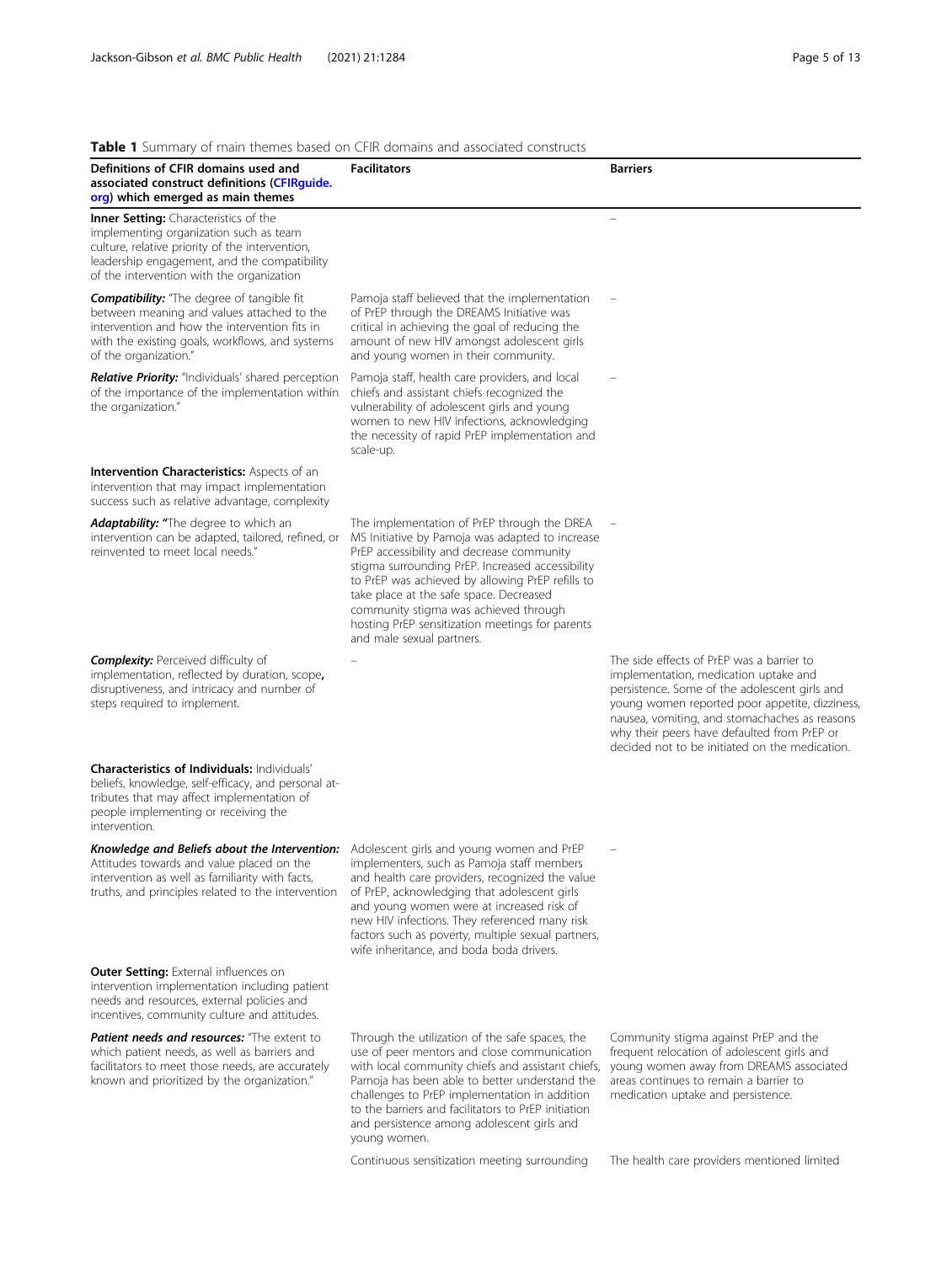**Table 1** Summary of main themes based on CFIR domains and associated constructs

| Definitions of CFIR domains used and associated construct definitions (CFIRguide.org) which emerged as main themes | Facilitators | Barriers |
|---|---|---|
| **Inner Setting:** Characteristics of the implementing organization such as team culture, relative priority of the intervention, leadership engagement, and the compatibility of the intervention with the organization | | – |
| ***Compatibility:*** "The degree of tangible fit between meaning and values attached to the intervention and how the intervention fits in with the existing goals, workflows, and systems of the organization." | Pamoja staff believed that the implementation of PrEP through the DREAMS Initiative was critical in achieving the goal of reducing the amount of new HIV amongst adolescent girls and young women in their community. | – |
| ***Relative Priority:*** "Individuals' shared perception of the importance of the implementation within the organization." | Pamoja staff, health care providers, and local chiefs and assistant chiefs recognized the vulnerability of adolescent girls and young women to new HIV infections, acknowledging the necessity of rapid PrEP implementation and scale-up. | – |
| **Intervention Characteristics:** Aspects of an intervention that may impact implementation success such as relative advantage, complexity | | |
| ***Adaptability:*** "The degree to which an intervention can be adapted, tailored, refined, or reinvented to meet local needs." | The implementation of PrEP through the DREAMS Initiative by Pamoja was adapted to increase PrEP accessibility and decrease community stigma surrounding PrEP. Increased accessibility to PrEP was achieved by allowing PrEP refills to take place at the safe space. Decreased community stigma was achieved through hosting PrEP sensitization meetings for parents and male sexual partners. | – |
| ***Complexity:*** Perceived difficulty of implementation, reflected by duration, scope, disruptiveness, and intricacy and number of steps required to implement. | – | The side effects of PrEP was a barrier to implementation, medication uptake and persistence. Some of the adolescent girls and young women reported poor appetite, dizziness, nausea, vomiting, and stomachaches as reasons why their peers have defaulted from PrEP or decided not to be initiated on the medication. |
| **Characteristics of Individuals:** Individuals' beliefs, knowledge, self-efficacy, and personal attributes that may affect implementation of people implementing or receiving the intervention. | | |
| ***Knowledge and Beliefs about the Intervention:*** Attitudes towards and value placed on the intervention as well as familiarity with facts, truths, and principles related to the intervention | Adolescent girls and young women and PrEP implementers, such as Pamoja staff members and health care providers, recognized the value of PrEP, acknowledging that adolescent girls and young women were at increased risk of new HIV infections. They referenced many risk factors such as poverty, multiple sexual partners, wife inheritance, and boda boda drivers. | – |
| **Outer Setting:** External influences on intervention implementation including patient needs and resources, external policies and incentives, community culture and attitudes. | | |
| ***Patient needs and resources:*** "The extent to which patient needs, as well as barriers and facilitators to meet those needs, are accurately known and prioritized by the organization." | Through the utilization of the safe spaces, the use of peer mentors and close communication with local community chiefs and assistant chiefs, Pamoja has been able to better understand the challenges to PrEP implementation in addition to the barriers and facilitators to PrEP initiation and persistence among adolescent girls and young women. | Community stigma against PrEP and the frequent relocation of adolescent girls and young women away from DREAMS associated areas continues to remain a barrier to medication uptake and persistence. |
| | Continuous sensitization meeting surrounding | The health care providers mentioned limited |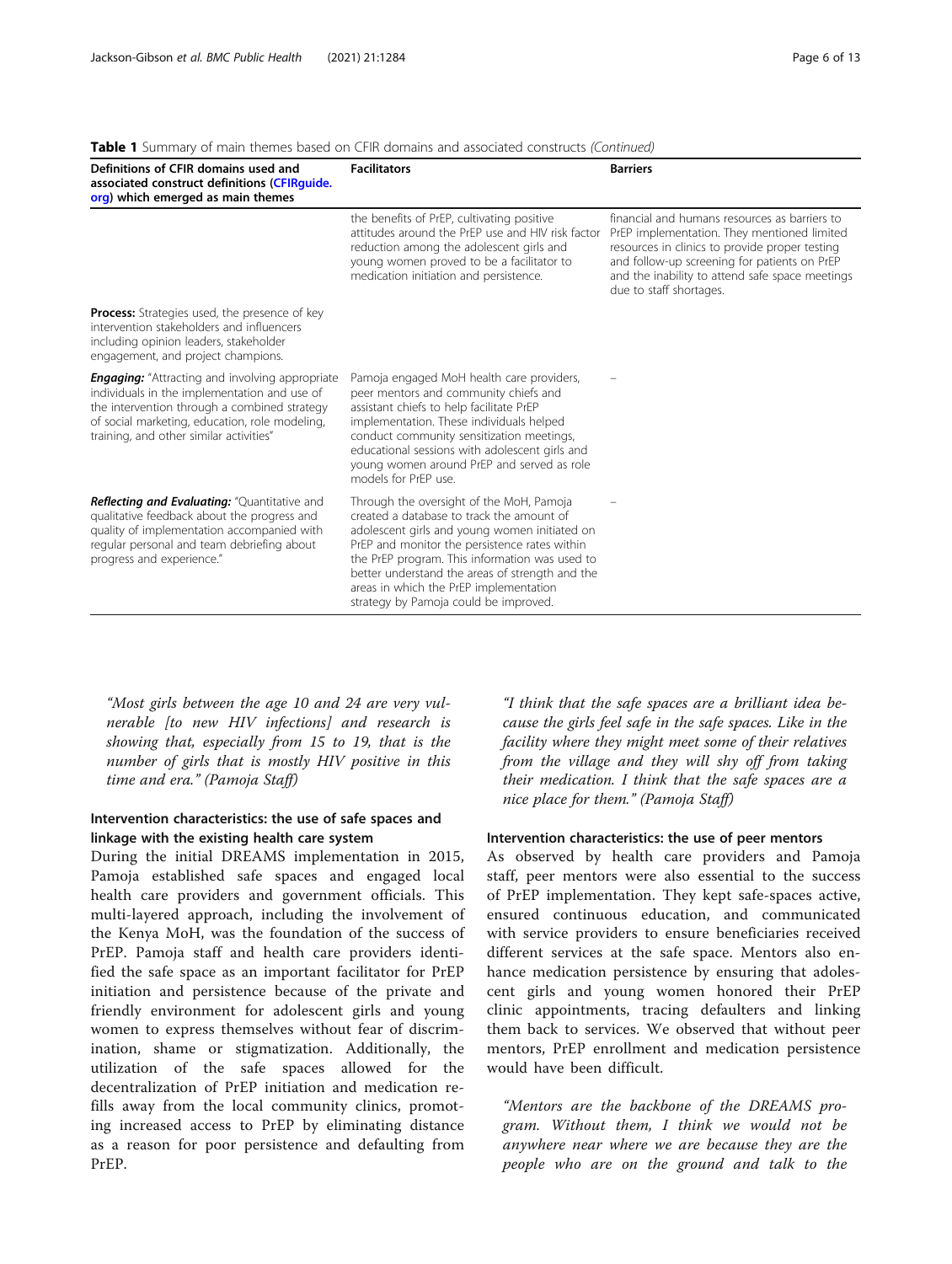**Table 1** Summary of main themes based on CFIR domains and associated constructs *(Continued)*

| Definitions of CFIR domains used and associated construct definitions (CFIRguide.org) which emerged as main themes | Facilitators | Barriers |
| --- | --- | --- |
| | the benefits of PrEP, cultivating positive attitudes around the PrEP use and HIV risk factor reduction among the adolescent girls and young women proved to be a facilitator to medication initiation and persistence. | financial and humans resources as barriers to PrEP implementation. They mentioned limited resources in clinics to provide proper testing and follow-up screening for patients on PrEP and the inability to attend safe space meetings due to staff shortages. |
| **Process:** Strategies used, the presence of key intervention stakeholders and influencers including opinion leaders, stakeholder engagement, and project champions. | | |
| ***Engaging:*** "Attracting and involving appropriate individuals in the implementation and use of the intervention through a combined strategy of social marketing, education, role modeling, training, and other similar activities" | Pamoja engaged MoH health care providers, peer mentors and community chiefs and assistant chiefs to help facilitate PrEP implementation. These individuals helped conduct community sensitization meetings, educational sessions with adolescent girls and young women around PrEP and served as role models for PrEP use. | – |
| ***Reflecting and Evaluating:*** "Quantitative and qualitative feedback about the progress and quality of implementation accompanied with regular personal and team debriefing about progress and experience." | Through the oversight of the MoH, Pamoja created a database to track the amount of adolescent girls and young women initiated on PrEP and monitor the persistence rates within the PrEP program. This information was used to better understand the areas of strength and the areas in which the PrEP implementation strategy by Pamoja could be improved. | – |

> *"Most girls between the age 10 and 24 are very vulnerable [to new HIV infections] and research is showing that, especially from 15 to 19, that is the number of girls that is mostly HIV positive in this time and era." (Pamoja Staff)*

### Intervention characteristics: the use of safe spaces and linkage with the existing health care system

During the initial DREAMS implementation in 2015, Pamoja established safe spaces and engaged local health care providers and government officials. This multi-layered approach, including the involvement of the Kenya MoH, was the foundation of the success of PrEP. Pamoja staff and health care providers identified the safe space as an important facilitator for PrEP initiation and persistence because of the private and friendly environment for adolescent girls and young women to express themselves without fear of discrimination, shame or stigmatization. Additionally, the utilization of the safe spaces allowed for the decentralization of PrEP initiation and medication refills away from the local community clinics, promoting increased access to PrEP by eliminating distance as a reason for poor persistence and defaulting from PrEP.

> *"I think that the safe spaces are a brilliant idea because the girls feel safe in the safe spaces. Like in the facility where they might meet some of their relatives from the village and they will shy off from taking their medication. I think that the safe spaces are a nice place for them." (Pamoja Staff)*

### Intervention characteristics: the use of peer mentors

As observed by health care providers and Pamoja staff, peer mentors were also essential to the success of PrEP implementation. They kept safe-spaces active, ensured continuous education, and communicated with service providers to ensure beneficiaries received different services at the safe space. Mentors also enhance medication persistence by ensuring that adolescent girls and young women honored their PrEP clinic appointments, tracing defaulters and linking them back to services. We observed that without peer mentors, PrEP enrollment and medication persistence would have been difficult.

> *"Mentors are the backbone of the DREAMS program. Without them, I think we would not be anywhere near where we are because they are the people who are on the ground and talk to the*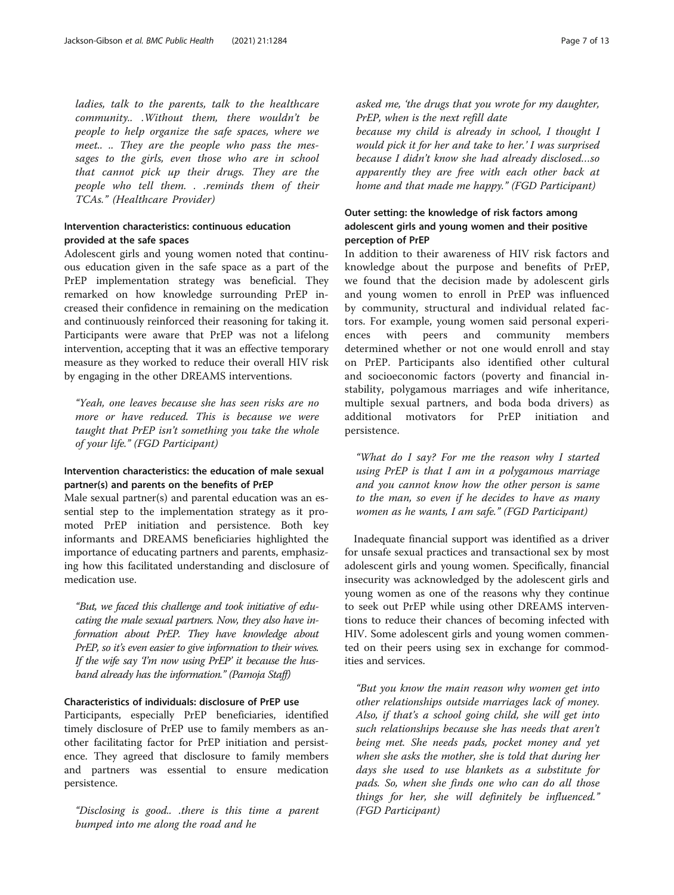*ladies, talk to the parents, talk to the healthcare community.. .Without them, there wouldn't be people to help organize the safe spaces, where we meet.. .. They are the people who pass the messages to the girls, even those who are in school that cannot pick up their drugs. They are the people who tell them. . .reminds them of their TCAs." (Healthcare Provider)*

### Intervention characteristics: continuous education provided at the safe spaces

Adolescent girls and young women noted that continuous education given in the safe space as a part of the PrEP implementation strategy was beneficial. They remarked on how knowledge surrounding PrEP increased their confidence in remaining on the medication and continuously reinforced their reasoning for taking it. Participants were aware that PrEP was not a lifelong intervention, accepting that it was an effective temporary measure as they worked to reduce their overall HIV risk by engaging in the other DREAMS interventions.

> *"Yeah, one leaves because she has seen risks are no more or have reduced. This is because we were taught that PrEP isn't something you take the whole of your life." (FGD Participant)*

### Intervention characteristics: the education of male sexual partner(s) and parents on the benefits of PrEP

Male sexual partner(s) and parental education was an essential step to the implementation strategy as it promoted PrEP initiation and persistence. Both key informants and DREAMS beneficiaries highlighted the importance of educating partners and parents, emphasizing how this facilitated understanding and disclosure of medication use.

> *"But, we faced this challenge and took initiative of educating the male sexual partners. Now, they also have information about PrEP. They have knowledge about PrEP, so it's even easier to give information to their wives. If the wife say 'I'm now using PrEP' it because the husband already has the information." (Pamoja Staff)*

### Characteristics of individuals: disclosure of PrEP use

Participants, especially PrEP beneficiaries, identified timely disclosure of PrEP use to family members as another facilitating factor for PrEP initiation and persistence. They agreed that disclosure to family members and partners was essential to ensure medication persistence.

> *"Disclosing is good.. .there is this time a parent bumped into me along the road and he asked me, 'the drugs that you wrote for my daughter, PrEP, when is the next refill date because my child is already in school, I thought I would pick it for her and take to her.' I was surprised because I didn't know she had already disclosed…so apparently they are free with each other back at home and that made me happy." (FGD Participant)*

### Outer setting: the knowledge of risk factors among adolescent girls and young women and their positive perception of PrEP

In addition to their awareness of HIV risk factors and knowledge about the purpose and benefits of PrEP, we found that the decision made by adolescent girls and young women to enroll in PrEP was influenced by community, structural and individual related factors. For example, young women said personal experiences with peers and community members determined whether or not one would enroll and stay on PrEP. Participants also identified other cultural and socioeconomic factors (poverty and financial instability, polygamous marriages and wife inheritance, multiple sexual partners, and boda boda drivers) as additional motivators for PrEP initiation and persistence.

> *"What do I say? For me the reason why I started using PrEP is that I am in a polygamous marriage and you cannot know how the other person is same to the man, so even if he decides to have as many women as he wants, I am safe." (FGD Participant)*

Inadequate financial support was identified as a driver for unsafe sexual practices and transactional sex by most adolescent girls and young women. Specifically, financial insecurity was acknowledged by the adolescent girls and young women as one of the reasons why they continue to seek out PrEP while using other DREAMS interventions to reduce their chances of becoming infected with HIV. Some adolescent girls and young women commented on their peers using sex in exchange for commodities and services.

> *"But you know the main reason why women get into other relationships outside marriages lack of money. Also, if that's a school going child, she will get into such relationships because she has needs that aren't being met. She needs pads, pocket money and yet when she asks the mother, she is told that during her days she used to use blankets as a substitute for pads. So, when she finds one who can do all those things for her, she will definitely be influenced." (FGD Participant)*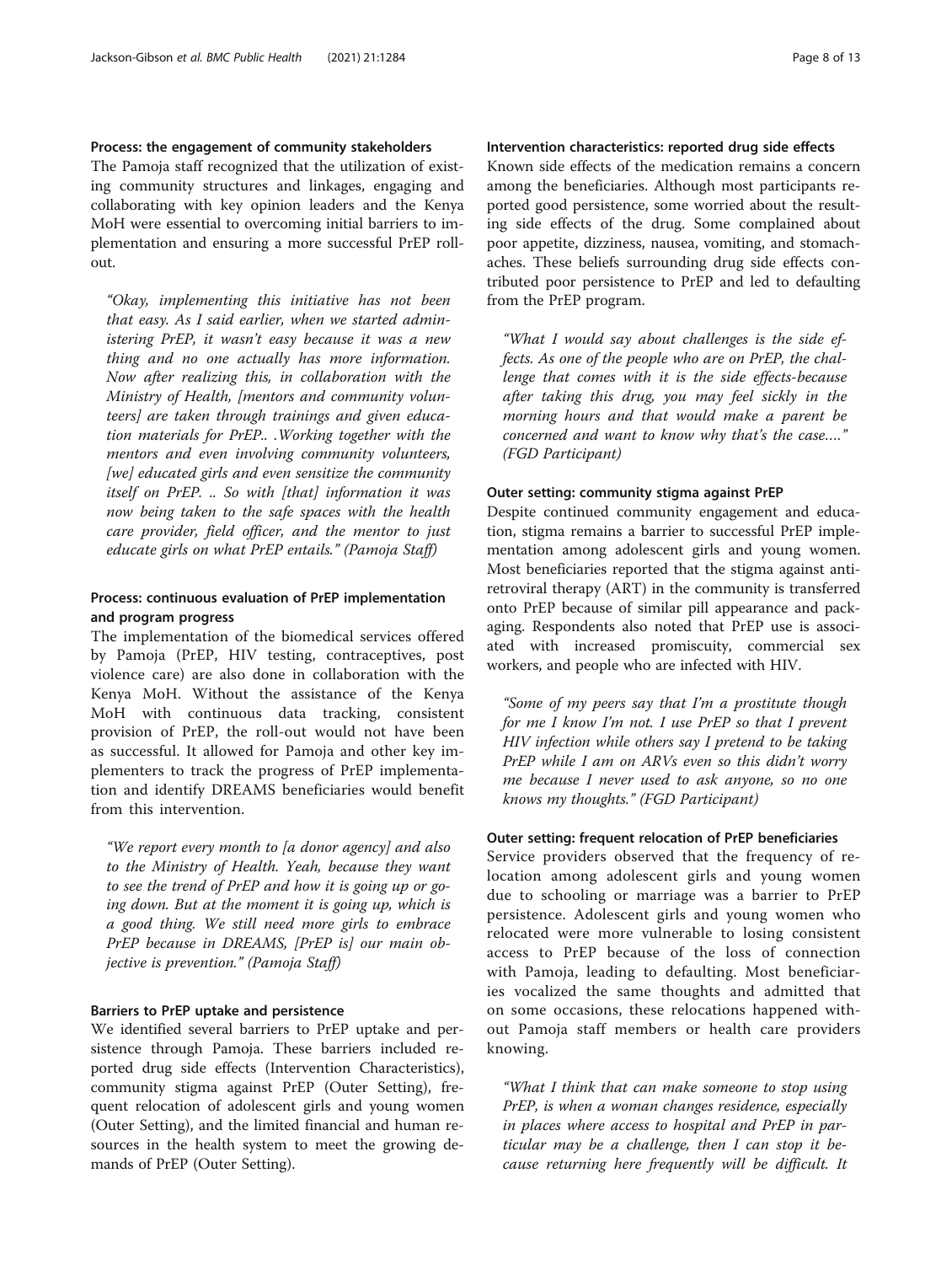### Process: the engagement of community stakeholders

The Pamoja staff recognized that the utilization of existing community structures and linkages, engaging and collaborating with key opinion leaders and the Kenya MoH were essential to overcoming initial barriers to implementation and ensuring a more successful PrEP roll-out.

> *"Okay, implementing this initiative has not been that easy. As I said earlier, when we started administering PrEP, it wasn't easy because it was a new thing and no one actually has more information. Now after realizing this, in collaboration with the Ministry of Health, [mentors and community volunteers] are taken through trainings and given education materials for PrEP.. .Working together with the mentors and even involving community volunteers, [we] educated girls and even sensitize the community itself on PrEP. .. So with [that] information it was now being taken to the safe spaces with the health care provider, field officer, and the mentor to just educate girls on what PrEP entails." (Pamoja Staff)*

### Process: continuous evaluation of PrEP implementation and program progress

The implementation of the biomedical services offered by Pamoja (PrEP, HIV testing, contraceptives, post violence care) are also done in collaboration with the Kenya MoH. Without the assistance of the Kenya MoH with continuous data tracking, consistent provision of PrEP, the roll-out would not have been as successful. It allowed for Pamoja and other key implementers to track the progress of PrEP implementation and identify DREAMS beneficiaries would benefit from this intervention.

> *"We report every month to [a donor agency] and also to the Ministry of Health. Yeah, because they want to see the trend of PrEP and how it is going up or going down. But at the moment it is going up, which is a good thing. We still need more girls to embrace PrEP because in DREAMS, [PrEP is] our main objective is prevention." (Pamoja Staff)*

### Barriers to PrEP uptake and persistence

We identified several barriers to PrEP uptake and persistence through Pamoja. These barriers included reported drug side effects (Intervention Characteristics), community stigma against PrEP (Outer Setting), frequent relocation of adolescent girls and young women (Outer Setting), and the limited financial and human resources in the health system to meet the growing demands of PrEP (Outer Setting).

### Intervention characteristics: reported drug side effects

Known side effects of the medication remains a concern among the beneficiaries. Although most participants reported good persistence, some worried about the resulting side effects of the drug. Some complained about poor appetite, dizziness, nausea, vomiting, and stomachaches. These beliefs surrounding drug side effects contributed poor persistence to PrEP and led to defaulting from the PrEP program.

> *"What I would say about challenges is the side effects. As one of the people who are on PrEP, the challenge that comes with it is the side effects-because after taking this drug, you may feel sickly in the morning hours and that would make a parent be concerned and want to know why that's the case…." (FGD Participant)*

### Outer setting: community stigma against PrEP

Despite continued community engagement and education, stigma remains a barrier to successful PrEP implementation among adolescent girls and young women. Most beneficiaries reported that the stigma against antiretroviral therapy (ART) in the community is transferred onto PrEP because of similar pill appearance and packaging. Respondents also noted that PrEP use is associated with increased promiscuity, commercial sex workers, and people who are infected with HIV.

> *"Some of my peers say that I'm a prostitute though for me I know I'm not. I use PrEP so that I prevent HIV infection while others say I pretend to be taking PrEP while I am on ARVs even so this didn't worry me because I never used to ask anyone, so no one knows my thoughts." (FGD Participant)*

### Outer setting: frequent relocation of PrEP beneficiaries

Service providers observed that the frequency of relocation among adolescent girls and young women due to schooling or marriage was a barrier to PrEP persistence. Adolescent girls and young women who relocated were more vulnerable to losing consistent access to PrEP because of the loss of connection with Pamoja, leading to defaulting. Most beneficiaries vocalized the same thoughts and admitted that on some occasions, these relocations happened without Pamoja staff members or health care providers knowing.

> *"What I think that can make someone to stop using PrEP, is when a woman changes residence, especially in places where access to hospital and PrEP in particular may be a challenge, then I can stop it because returning here frequently will be difficult. It*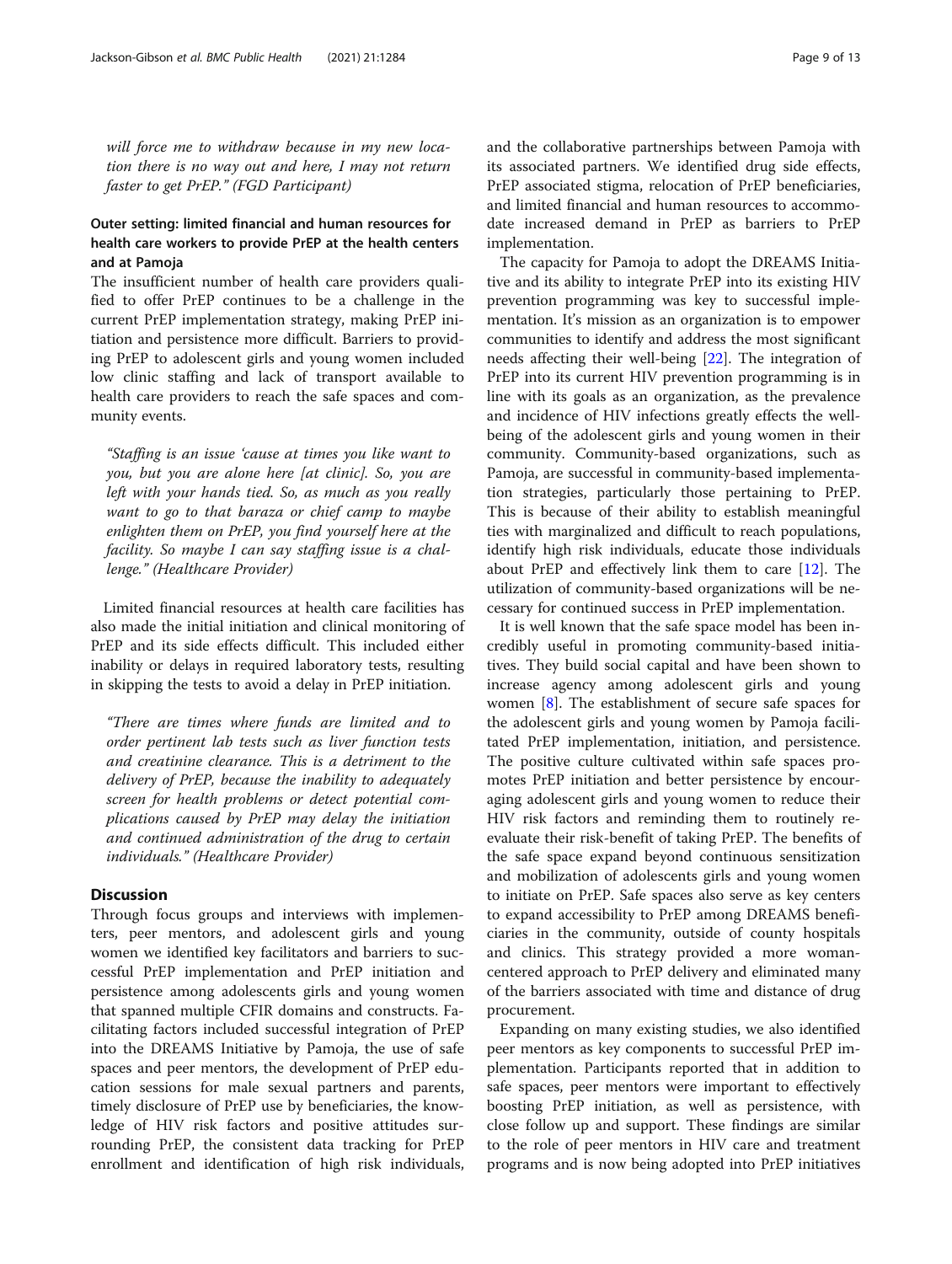*will force me to withdraw because in my new location there is no way out and here, I may not return faster to get PrEP." (FGD Participant)*

### Outer setting: limited financial and human resources for health care workers to provide PrEP at the health centers and at Pamoja

The insufficient number of health care providers qualified to offer PrEP continues to be a challenge in the current PrEP implementation strategy, making PrEP initiation and persistence more difficult. Barriers to providing PrEP to adolescent girls and young women included low clinic staffing and lack of transport available to health care providers to reach the safe spaces and community events.

> *"Staffing is an issue 'cause at times you like want to you, but you are alone here [at clinic]. So, you are left with your hands tied. So, as much as you really want to go to that baraza or chief camp to maybe enlighten them on PrEP, you find yourself here at the facility. So maybe I can say staffing issue is a challenge." (Healthcare Provider)*

Limited financial resources at health care facilities has also made the initial initiation and clinical monitoring of PrEP and its side effects difficult. This included either inability or delays in required laboratory tests, resulting in skipping the tests to avoid a delay in PrEP initiation.

> *"There are times where funds are limited and to order pertinent lab tests such as liver function tests and creatinine clearance. This is a detriment to the delivery of PrEP, because the inability to adequately screen for health problems or detect potential complications caused by PrEP may delay the initiation and continued administration of the drug to certain individuals." (Healthcare Provider)*

## Discussion

Through focus groups and interviews with implementers, peer mentors, and adolescent girls and young women we identified key facilitators and barriers to successful PrEP implementation and PrEP initiation and persistence among adolescents girls and young women that spanned multiple CFIR domains and constructs. Facilitating factors included successful integration of PrEP into the DREAMS Initiative by Pamoja, the use of safe spaces and peer mentors, the development of PrEP education sessions for male sexual partners and parents, timely disclosure of PrEP use by beneficiaries, the knowledge of HIV risk factors and positive attitudes surrounding PrEP, the consistent data tracking for PrEP enrollment and identification of high risk individuals, and the collaborative partnerships between Pamoja with its associated partners. We identified drug side effects, PrEP associated stigma, relocation of PrEP beneficiaries, and limited financial and human resources to accommodate increased demand in PrEP as barriers to PrEP implementation.

The capacity for Pamoja to adopt the DREAMS Initiative and its ability to integrate PrEP into its existing HIV prevention programming was key to successful implementation. It's mission as an organization is to empower communities to identify and address the most significant needs affecting their well-being [22]. The integration of PrEP into its current HIV prevention programming is in line with its goals as an organization, as the prevalence and incidence of HIV infections greatly effects the well-being of the adolescent girls and young women in their community. Community-based organizations, such as Pamoja, are successful in community-based implementation strategies, particularly those pertaining to PrEP. This is because of their ability to establish meaningful ties with marginalized and difficult to reach populations, identify high risk individuals, educate those individuals about PrEP and effectively link them to care [12]. The utilization of community-based organizations will be necessary for continued success in PrEP implementation.

It is well known that the safe space model has been incredibly useful in promoting community-based initiatives. They build social capital and have been shown to increase agency among adolescent girls and young women [8]. The establishment of secure safe spaces for the adolescent girls and young women by Pamoja facilitated PrEP implementation, initiation, and persistence. The positive culture cultivated within safe spaces promotes PrEP initiation and better persistence by encouraging adolescent girls and young women to reduce their HIV risk factors and reminding them to routinely reevaluate their risk-benefit of taking PrEP. The benefits of the safe space expand beyond continuous sensitization and mobilization of adolescents girls and young women to initiate on PrEP. Safe spaces also serve as key centers to expand accessibility to PrEP among DREAMS beneficiaries in the community, outside of county hospitals and clinics. This strategy provided a more woman-centered approach to PrEP delivery and eliminated many of the barriers associated with time and distance of drug procurement.

Expanding on many existing studies, we also identified peer mentors as key components to successful PrEP implementation. Participants reported that in addition to safe spaces, peer mentors were important to effectively boosting PrEP initiation, as well as persistence, with close follow up and support. These findings are similar to the role of peer mentors in HIV care and treatment programs and is now being adopted into PrEP initiatives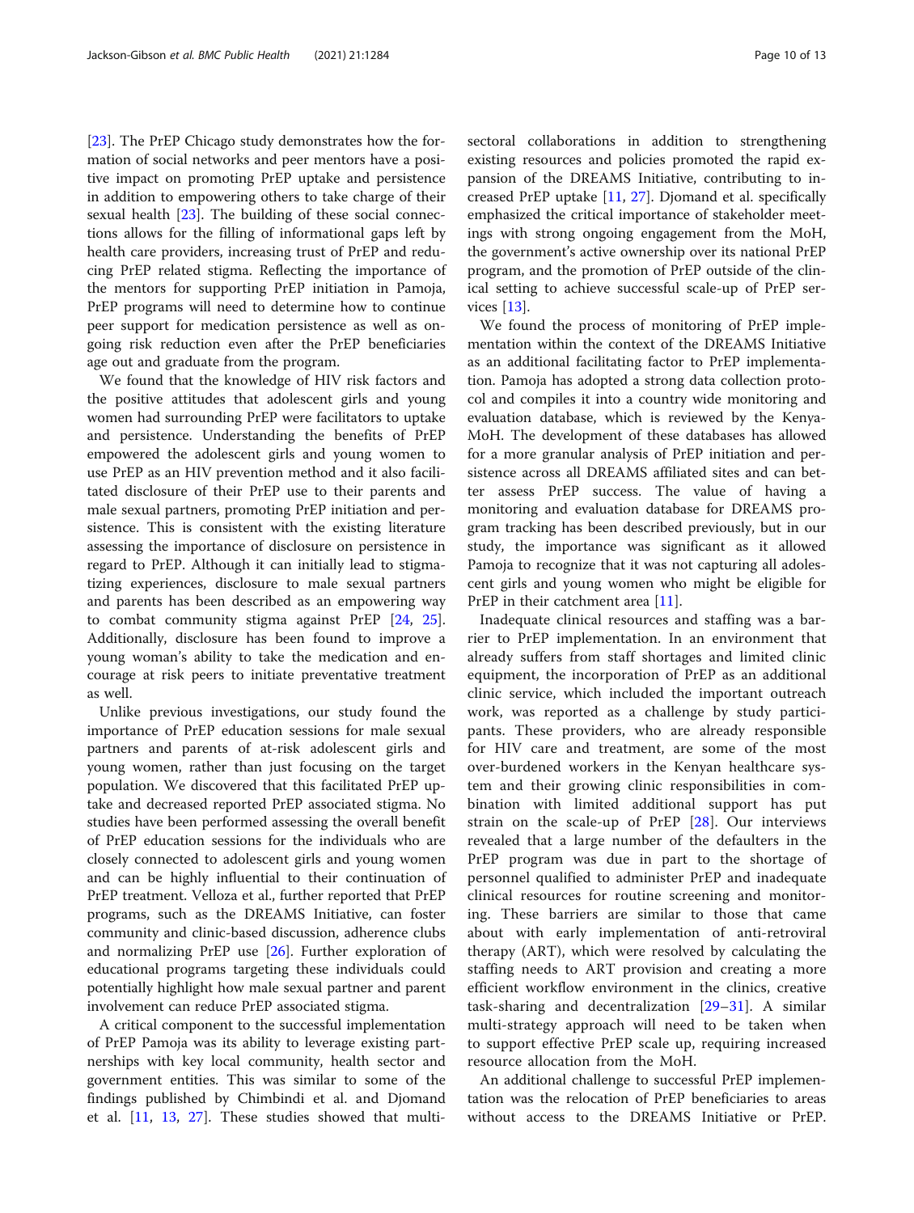[23]. The PrEP Chicago study demonstrates how the formation of social networks and peer mentors have a positive impact on promoting PrEP uptake and persistence in addition to empowering others to take charge of their sexual health [23]. The building of these social connections allows for the filling of informational gaps left by health care providers, increasing trust of PrEP and reducing PrEP related stigma. Reflecting the importance of the mentors for supporting PrEP initiation in Pamoja, PrEP programs will need to determine how to continue peer support for medication persistence as well as ongoing risk reduction even after the PrEP beneficiaries age out and graduate from the program.

We found that the knowledge of HIV risk factors and the positive attitudes that adolescent girls and young women had surrounding PrEP were facilitators to uptake and persistence. Understanding the benefits of PrEP empowered the adolescent girls and young women to use PrEP as an HIV prevention method and it also facilitated disclosure of their PrEP use to their parents and male sexual partners, promoting PrEP initiation and persistence. This is consistent with the existing literature assessing the importance of disclosure on persistence in regard to PrEP. Although it can initially lead to stigmatizing experiences, disclosure to male sexual partners and parents has been described as an empowering way to combat community stigma against PrEP [24, 25]. Additionally, disclosure has been found to improve a young woman's ability to take the medication and encourage at risk peers to initiate preventative treatment as well.

Unlike previous investigations, our study found the importance of PrEP education sessions for male sexual partners and parents of at-risk adolescent girls and young women, rather than just focusing on the target population. We discovered that this facilitated PrEP uptake and decreased reported PrEP associated stigma. No studies have been performed assessing the overall benefit of PrEP education sessions for the individuals who are closely connected to adolescent girls and young women and can be highly influential to their continuation of PrEP treatment. Velloza et al., further reported that PrEP programs, such as the DREAMS Initiative, can foster community and clinic-based discussion, adherence clubs and normalizing PrEP use [26]. Further exploration of educational programs targeting these individuals could potentially highlight how male sexual partner and parent involvement can reduce PrEP associated stigma.

A critical component to the successful implementation of PrEP Pamoja was its ability to leverage existing partnerships with key local community, health sector and government entities. This was similar to some of the findings published by Chimbindi et al. and Djomand et al. [11, 13, 27]. These studies showed that multi-sectoral collaborations in addition to strengthening existing resources and policies promoted the rapid expansion of the DREAMS Initiative, contributing to increased PrEP uptake [11, 27]. Djomand et al. specifically emphasized the critical importance of stakeholder meetings with strong ongoing engagement from the MoH, the government's active ownership over its national PrEP program, and the promotion of PrEP outside of the clinical setting to achieve successful scale-up of PrEP services [13].

We found the process of monitoring of PrEP implementation within the context of the DREAMS Initiative as an additional facilitating factor to PrEP implementation. Pamoja has adopted a strong data collection protocol and compiles it into a country wide monitoring and evaluation database, which is reviewed by the Kenya-MoH. The development of these databases has allowed for a more granular analysis of PrEP initiation and persistence across all DREAMS affiliated sites and can better assess PrEP success. The value of having a monitoring and evaluation database for DREAMS program tracking has been described previously, but in our study, the importance was significant as it allowed Pamoja to recognize that it was not capturing all adolescent girls and young women who might be eligible for PrEP in their catchment area [11].

Inadequate clinical resources and staffing was a barrier to PrEP implementation. In an environment that already suffers from staff shortages and limited clinic equipment, the incorporation of PrEP as an additional clinic service, which included the important outreach work, was reported as a challenge by study participants. These providers, who are already responsible for HIV care and treatment, are some of the most over-burdened workers in the Kenyan healthcare system and their growing clinic responsibilities in combination with limited additional support has put strain on the scale-up of PrEP [28]. Our interviews revealed that a large number of the defaulters in the PrEP program was due in part to the shortage of personnel qualified to administer PrEP and inadequate clinical resources for routine screening and monitoring. These barriers are similar to those that came about with early implementation of anti-retroviral therapy (ART), which were resolved by calculating the staffing needs to ART provision and creating a more efficient workflow environment in the clinics, creative task-sharing and decentralization [29–31]. A similar multi-strategy approach will need to be taken when to support effective PrEP scale up, requiring increased resource allocation from the MoH.

An additional challenge to successful PrEP implementation was the relocation of PrEP beneficiaries to areas without access to the DREAMS Initiative or PrEP.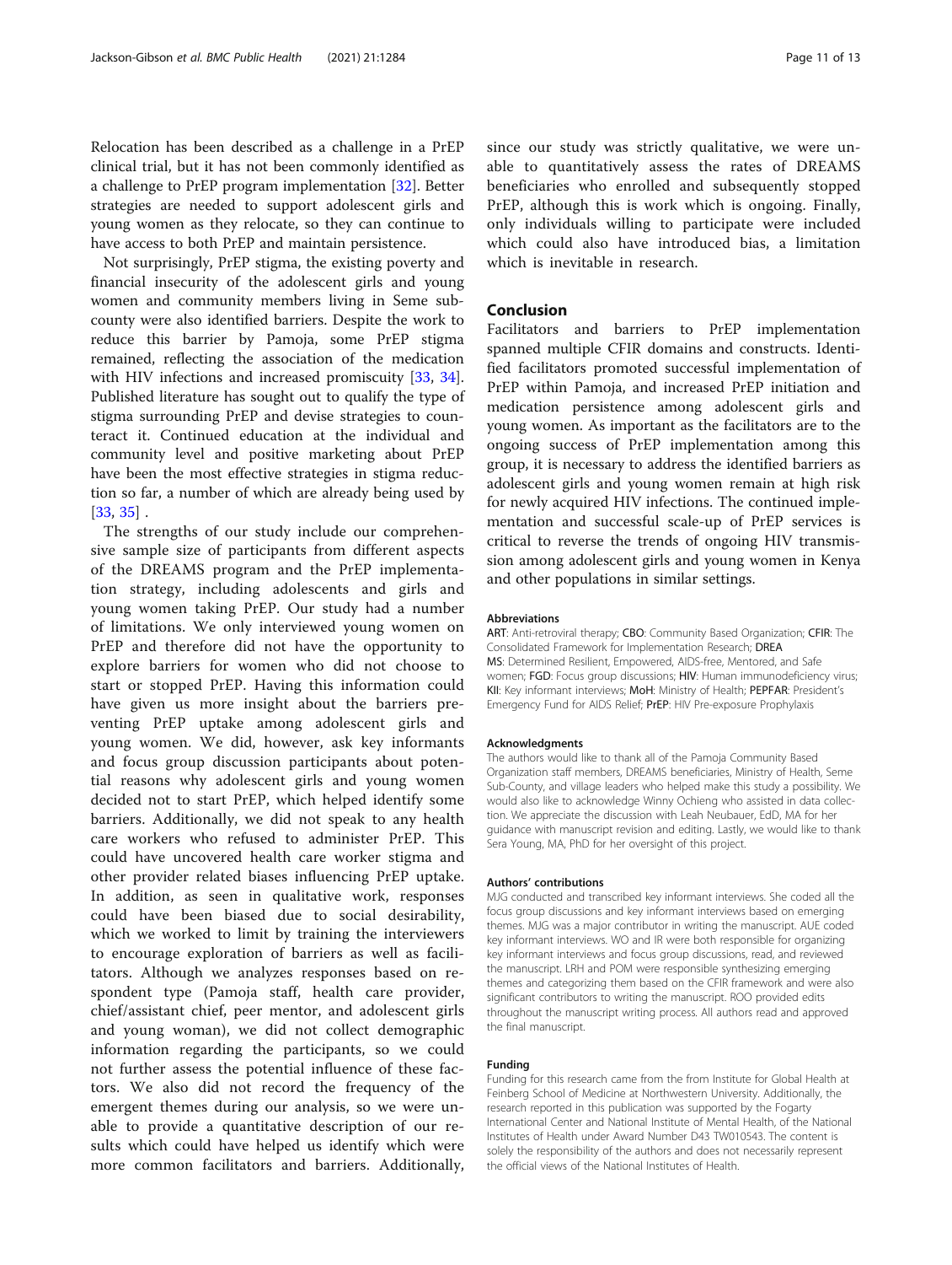Relocation has been described as a challenge in a PrEP clinical trial, but it has not been commonly identified as a challenge to PrEP program implementation [32]. Better strategies are needed to support adolescent girls and young women as they relocate, so they can continue to have access to both PrEP and maintain persistence.

Not surprisingly, PrEP stigma, the existing poverty and financial insecurity of the adolescent girls and young women and community members living in Seme sub-county were also identified barriers. Despite the work to reduce this barrier by Pamoja, some PrEP stigma remained, reflecting the association of the medication with HIV infections and increased promiscuity [33, 34]. Published literature has sought out to qualify the type of stigma surrounding PrEP and devise strategies to counteract it. Continued education at the individual and community level and positive marketing about PrEP have been the most effective strategies in stigma reduction so far, a number of which are already being used by [33, 35] .

The strengths of our study include our comprehensive sample size of participants from different aspects of the DREAMS program and the PrEP implementation strategy, including adolescents and girls and young women taking PrEP. Our study had a number of limitations. We only interviewed young women on PrEP and therefore did not have the opportunity to explore barriers for women who did not choose to start or stopped PrEP. Having this information could have given us more insight about the barriers preventing PrEP uptake among adolescent girls and young women. We did, however, ask key informants and focus group discussion participants about potential reasons why adolescent girls and young women decided not to start PrEP, which helped identify some barriers. Additionally, we did not speak to any health care workers who refused to administer PrEP. This could have uncovered health care worker stigma and other provider related biases influencing PrEP uptake. In addition, as seen in qualitative work, responses could have been biased due to social desirability, which we worked to limit by training the interviewers to encourage exploration of barriers as well as facilitators. Although we analyzes responses based on respondent type (Pamoja staff, health care provider, chief/assistant chief, peer mentor, and adolescent girls and young woman), we did not collect demographic information regarding the participants, so we could not further assess the potential influence of these factors. We also did not record the frequency of the emergent themes during our analysis, so we were unable to provide a quantitative description of our results which could have helped us identify which were more common facilitators and barriers. Additionally, since our study was strictly qualitative, we were unable to quantitatively assess the rates of DREAMS beneficiaries who enrolled and subsequently stopped PrEP, although this is work which is ongoing. Finally, only individuals willing to participate were included which could also have introduced bias, a limitation which is inevitable in research.

## Conclusion

Facilitators and barriers to PrEP implementation spanned multiple CFIR domains and constructs. Identified facilitators promoted successful implementation of PrEP within Pamoja, and increased PrEP initiation and medication persistence among adolescent girls and young women. As important as the facilitators are to the ongoing success of PrEP implementation among this group, it is necessary to address the identified barriers as adolescent girls and young women remain at high risk for newly acquired HIV infections. The continued implementation and successful scale-up of PrEP services is critical to reverse the trends of ongoing HIV transmission among adolescent girls and young women in Kenya and other populations in similar settings.

#### Abbreviations

**ART**: Anti-retroviral therapy; **CBO**: Community Based Organization; **CFIR**: The Consolidated Framework for Implementation Research; **DREAMS**: Determined Resilient, Empowered, AIDS-free, Mentored, and Safe women; **FGD**: Focus group discussions; **HIV**: Human immunodeficiency virus; **KII**: Key informant interviews; **MoH**: Ministry of Health; **PEPFAR**: President's Emergency Fund for AIDS Relief; **PrEP**: HIV Pre-exposure Prophylaxis

#### Acknowledgments

The authors would like to thank all of the Pamoja Community Based Organization staff members, DREAMS beneficiaries, Ministry of Health, Seme Sub-County, and village leaders who helped make this study a possibility. We would also like to acknowledge Winny Ochieng who assisted in data collection. We appreciate the discussion with Leah Neubauer, EdD, MA for her guidance with manuscript revision and editing. Lastly, we would like to thank Sera Young, MA, PhD for her oversight of this project.

#### Authors' contributions

MJG conducted and transcribed key informant interviews. She coded all the focus group discussions and key informant interviews based on emerging themes. MJG was a major contributor in writing the manuscript. AUE coded key informant interviews. WO and IR were both responsible for organizing key informant interviews and focus group discussions, read, and reviewed the manuscript. LRH and POM were responsible synthesizing emerging themes and categorizing them based on the CFIR framework and were also significant contributors to writing the manuscript. ROO provided edits throughout the manuscript writing process. All authors read and approved the final manuscript.

#### Funding

Funding for this research came from the from Institute for Global Health at Feinberg School of Medicine at Northwestern University. Additionally, the research reported in this publication was supported by the Fogarty International Center and National Institute of Mental Health, of the National Institutes of Health under Award Number D43 TW010543. The content is solely the responsibility of the authors and does not necessarily represent the official views of the National Institutes of Health.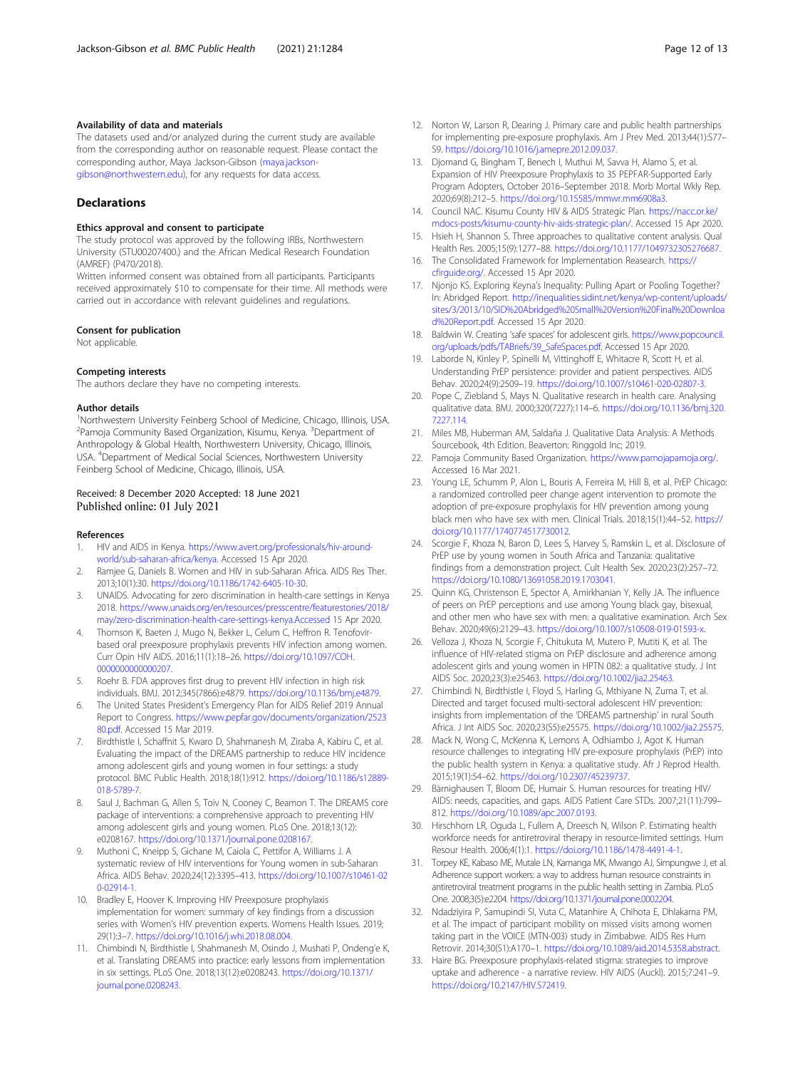### Availability of data and materials

The datasets used and/or analyzed during the current study are available from the corresponding author on reasonable request. Please contact the corresponding author, Maya Jackson-Gibson (maya.jackson-gibson@northwestern.edu), for any requests for data access.

## Declarations

### Ethics approval and consent to participate

The study protocol was approved by the following IRBs, Northwestern University (STU00207400.) and the African Medical Research Foundation (AMREF) (P470/2018).

Written informed consent was obtained from all participants. Participants received approximately $10 to compensate for their time. All methods were carried out in accordance with relevant guidelines and regulations.

### Consent for publication

Not applicable.

### Competing interests

The authors declare they have no competing interests.

### Author details

[1]Northwestern University Feinberg School of Medicine, Chicago, Illinois, USA. [2]Pamoja Community Based Organization, Kisumu, Kenya. [3]Department of Anthropology & Global Health, Northwestern University, Chicago, Illinois, USA. [4]Department of Medical Social Sciences, Northwestern University Feinberg School of Medicine, Chicago, Illinois, USA.

Received: 8 December 2020 Accepted: 18 June 2021
Published online: 01 July 2021

### References

1. HIV and AIDS in Kenya. https://www.avert.org/professionals/hiv-around-world/sub-saharan-africa/kenya. Accessed 15 Apr 2020.
2. Ramjee G, Daniels B. Women and HIV in sub-Saharan Africa. AIDS Res Ther. 2013;10(1):30. https://doi.org/10.1186/1742-6405-10-30.
3. UNAIDS. Advocating for zero discrimination in health-care settings in Kenya 2018. https://www.unaids.org/en/resources/presscentre/featurestories/2018/may/zero-discrimination-health-care-settings-kenya.Accessed 15 Apr 2020.
4. Thomson K, Baeten J, Mugo N, Bekker L, Celum C, Heffron R. Tenofovir-based oral preexposure prophylaxis prevents HIV infection among women. Curr Opin HIV AIDS. 2016;11(1):18–26. https://doi.org/10.1097/COH.0000000000000207.
5. Roehr B. FDA approves first drug to prevent HIV infection in high risk individuals. BMJ. 2012;345(7866):e4879. https://doi.org/10.1136/bmj.e4879.
6. The United States President's Emergency Plan for AIDS Relief 2019 Annual Report to Congress. https://www.pepfar.gov/documents/organization/252380.pdf. Accessed 15 Mar 2019.
7. Birdthistle I, Schaffnit S, Kwaro D, Shahmanesh M, Ziraba A, Kabiru C, et al. Evaluating the impact of the DREAMS partnership to reduce HIV incidence among adolescent girls and young women in four settings: a study protocol. BMC Public Health. 2018;18(1):912. https://doi.org/10.1186/s12889-018-5789-7.
8. Saul J, Bachman G, Allen S, Toiv N, Cooney C, Beamon T. The DREAMS core package of interventions: a comprehensive approach to preventing HIV among adolescent girls and young women. PLoS One. 2018;13(12):e0208167. https://doi.org/10.1371/journal.pone.0208167.
9. Muthoni C, Kneipp S, Gichane M, Caiola C, Pettifor A, Williams J. A systematic review of HIV interventions for Young women in sub-Saharan Africa. AIDS Behav. 2020;24(12):3395–413. https://doi.org/10.1007/s10461-020-02914-1.
10. Bradley E, Hoover K. Improving HIV Preexposure prophylaxis implementation for women: summary of key findings from a discussion series with Women's HIV prevention experts. Womens Health Issues. 2019;29(1):3–7. https://doi.org/10.1016/j.whi.2018.08.004.
11. Chimbindi N, Birdthistle I, Shahmanesh M, Osindo J, Mushati P, Ondeng'e K, et al. Translating DREAMS into practice: early lessons from implementation in six settings. PLoS One. 2018;13(12):e0208243. https://doi.org/10.1371/journal.pone.0208243.
12. Norton W, Larson R, Dearing J. Primary care and public health partnerships for implementing pre-exposure prophylaxis. Am J Prev Med. 2013;44(1):S77–S9. https://doi.org/10.1016/j.amepre.2012.09.037.
13. Djomand G, Bingham T, Benech I, Muthui M, Savva H, Alamo S, et al. Expansion of HIV Preexposure Prophylaxis to 35 PEPFAR-Supported Early Program Adopters, October 2016–September 2018. Morb Mortal Wkly Rep. 2020;69(8):212–5. https://doi.org/10.15585/mmwr.mm6908a3.
14. Council NAC. Kisumu County HIV & AIDS Strategic Plan. https://nacc.or.ke/mdocs-posts/kisumu-county-hiv-aids-strategic-plan/. Accessed 15 Apr 2020.
15. Hsieh H, Shannon S. Three approaches to qualitative content analysis. Qual Health Res. 2005;15(9):1277–88. https://doi.org/10.1177/1049732305276687.
16. The Consolidated Framework for Implementation Reasearch. https://cfirguide.org/. Accessed 15 Apr 2020.
17. Njonjo KS. Exploring Keyna's Inequality: Pulling Apart or Pooling Together? In: Abridged Report. http://inequalities.sidint.net/kenya/wp-content/uploads/sites/3/2013/10/SID%20Abridged%20Small%20Version%20Final%20Download%20Report.pdf. Accessed 15 Apr 2020.
18. Baldwin W. Creating 'safe spaces' for adolescent girls. https://www.popcouncil.org/uploads/pdfs/TABriefs/39_SafeSpaces.pdf. Accessed 15 Apr 2020.
19. Laborde N, Kinley P, Spinelli M, Vittinghoff E, Whitacre R, Scott H, et al. Understanding PrEP persistence: provider and patient perspectives. AIDS Behav. 2020;24(9):2509–19. https://doi.org/10.1007/s10461-020-02807-3.
20. Pope C, Ziebland S, Mays N. Qualitative research in health care. Analysing qualitative data. BMJ. 2000;320(7227):114–6. https://doi.org/10.1136/bmj.320.7227.114.
21. Miles MB, Huberman AM, Saldaña J. Qualitative Data Analysis: A Methods Sourcebook, 4th Edition. Beaverton: Ringgold Inc; 2019.
22. Pamoja Community Based Organization. https://www.pamojapamoja.org/. Accessed 16 Mar 2021.
23. Young LE, Schumm P, Alon L, Bouris A, Ferreira M, Hill B, et al. PrEP Chicago: a randomized controlled peer change agent intervention to promote the adoption of pre-exposure prophylaxis for HIV prevention among young black men who have sex with men. Clinical Trials. 2018;15(1):44–52. https://doi.org/10.1177/1740774517730012.
24. Scorgie F, Khoza N, Baron D, Lees S, Harvey S, Ramskin L, et al. Disclosure of PrEP use by young women in South Africa and Tanzania: qualitative findings from a demonstration project. Cult Health Sex. 2020;23(2):257–72. https://doi.org/10.1080/13691058.2019.1703041.
25. Quinn KG, Christenson E, Spector A, Amirkhanian Y, Kelly JA. The influence of peers on PrEP perceptions and use among Young black gay, bisexual, and other men who have sex with men: a qualitative examination. Arch Sex Behav. 2020;49(6):2129–43. https://doi.org/10.1007/s10508-019-01593-x.
26. Velloza J, Khoza N, Scorgie F, Chitukuta M, Mutero P, Mutiti K, et al. The influence of HIV-related stigma on PrEP disclosure and adherence among adolescent girls and young women in HPTN 082: a qualitative study. J Int AIDS Soc. 2020;23(3):e25463. https://doi.org/10.1002/jia2.25463.
27. Chimbindi N, Birdthistle I, Floyd S, Harling G, Mthiyane N, Zuma T, et al. Directed and target focused multi-sectoral adolescent HIV prevention: insights from implementation of the 'DREAMS partnership' in rural South Africa. J Int AIDS Soc. 2020;23(S5):e25575. https://doi.org/10.1002/jia2.25575.
28. Mack N, Wong C, McKenna K, Lemons A, Odhiambo J, Agot K. Human resource challenges to integrating HIV pre-exposure prophylaxis (PrEP) into the public health system in Kenya: a qualitative study. Afr J Reprod Health. 2015;19(1):54–62. https://doi.org/10.2307/45239737.
29. Bärnighausen T, Bloom DE, Humair S. Human resources for treating HIV/AIDS: needs, capacities, and gaps. AIDS Patient Care STDs. 2007;21(11):799–812. https://doi.org/10.1089/apc.2007.0193.
30. Hirschhorn LR, Oguda L, Fullem A, Dreesch N, Wilson P. Estimating health workforce needs for antiretroviral therapy in resource-limited settings. Hum Resour Health. 2006;4(1):1. https://doi.org/10.1186/1478-4491-4-1.
31. Torpey KE, Kabaso ME, Mutale LN, Kamanga MK, Mwango AJ, Simpungwe J, et al. Adherence support workers: a way to address human resource constraints in antiretroviral treatment programs in the public health setting in Zambia. PLoS One. 2008;3(5):e2204. https://doi.org/10.1371/journal.pone.0002204.
32. Ndadziyira P, Samupindi SI, Vuta C, Matanhire A, Chihota E, Dhlakama PM, et al. The impact of participant mobility on missed visits among women taking part in the VOICE (MTN-003) study in Zimbabwe. AIDS Res Hum Retrovir. 2014;30(S1):A170–1. https://doi.org/10.1089/aid.2014.5358.abstract.
33. Haire BG. Preexposure prophylaxis-related stigma: strategies to improve uptake and adherence - a narrative review. HIV AIDS (Auckl). 2015;7:241–9. https://doi.org/10.2147/HIV.S72419.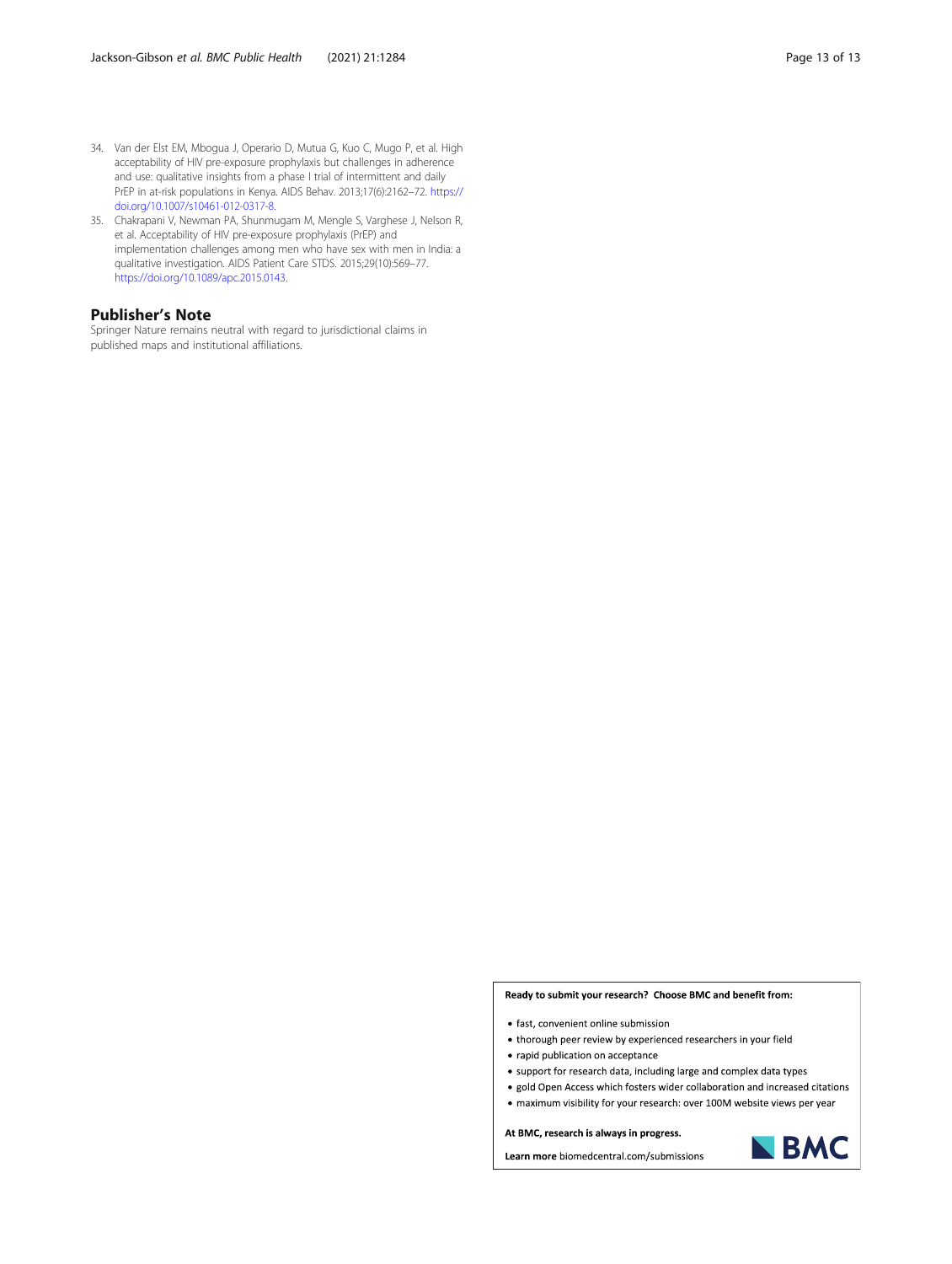34. Van der Elst EM, Mbogua J, Operario D, Mutua G, Kuo C, Mugo P, et al. High acceptability of HIV pre-exposure prophylaxis but challenges in adherence and use: qualitative insights from a phase I trial of intermittent and daily PrEP in at-risk populations in Kenya. AIDS Behav. 2013;17(6):2162–72. https://doi.org/10.1007/s10461-012-0317-8.
35. Chakrapani V, Newman PA, Shunmugam M, Mengle S, Varghese J, Nelson R, et al. Acceptability of HIV pre-exposure prophylaxis (PrEP) and implementation challenges among men who have sex with men in India: a qualitative investigation. AIDS Patient Care STDS. 2015;29(10):569–77. https://doi.org/10.1089/apc.2015.0143.

## Publisher's Note

Springer Nature remains neutral with regard to jurisdictional claims in published maps and institutional affiliations.

**Ready to submit your research? Choose BMC and benefit from:**

- fast, convenient online submission
- thorough peer review by experienced researchers in your field
- rapid publication on acceptance
- support for research data, including large and complex data types
- gold Open Access which fosters wider collaboration and increased citations
- maximum visibility for your research: over 100M website views per year

**At BMC, research is always in progress.**

**Learn more** biomedcentral.com/submissions

BMC